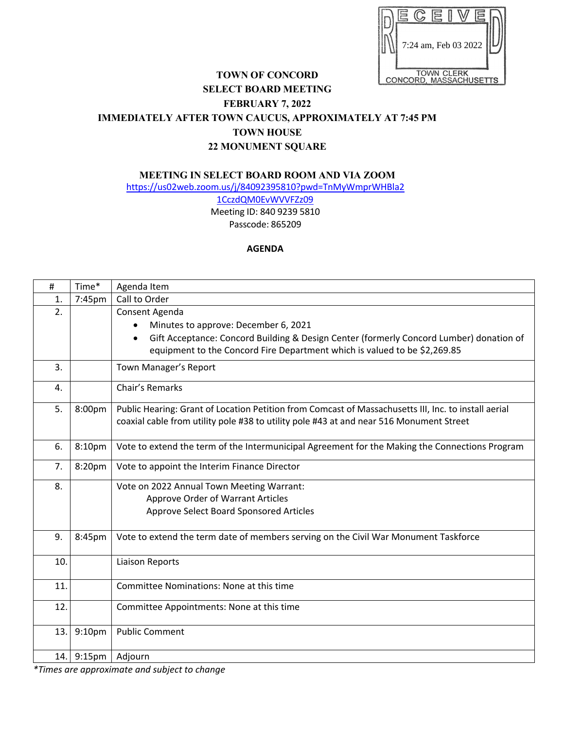RECEIVED
7:24 am, Feb 03 2022
TOWN CLERK
CONCORD, MASSACHUSETTS

**TOWN OF CONCORD**
**SELECT BOARD MEETING**
**FEBRUARY 7, 2022**
**IMMEDIATELY AFTER TOWN CAUCUS, APPROXIMATELY AT 7:45 PM**
**TOWN HOUSE**
**22 MONUMENT SQUARE**

**MEETING IN SELECT BOARD ROOM AND VIA ZOOM**

https://us02web.zoom.us/j/84092395810?pwd=TnMyWmprWHBla21CczdQM0EvWVVFZz09

Meeting ID: 840 9239 5810

Passcode: 865209

**AGENDA**

| # | Time* | Agenda Item |
|---|---|---|
| 1. | 7:45pm | Call to Order |
| 2. | | Consent Agenda<br>• Minutes to approve: December 6, 2021<br>• Gift Acceptance: Concord Building & Design Center (formerly Concord Lumber) donation of equipment to the Concord Fire Department which is valued to be $2,269.85 |
| 3. | | Town Manager's Report |
| 4. | | Chair's Remarks |
| 5. | 8:00pm | Public Hearing: Grant of Location Petition from Comcast of Massachusetts III, Inc. to install aerial coaxial cable from utility pole #38 to utility pole #43 at and near 516 Monument Street |
| 6. | 8:10pm | Vote to extend the term of the Intermunicipal Agreement for the Making the Connections Program |
| 7. | 8:20pm | Vote to appoint the Interim Finance Director |
| 8. | | Vote on 2022 Annual Town Meeting Warrant:<br>Approve Order of Warrant Articles<br>Approve Select Board Sponsored Articles |
| 9. | 8:45pm | Vote to extend the term date of members serving on the Civil War Monument Taskforce |
| 10. | | Liaison Reports |
| 11. | | Committee Nominations: None at this time |
| 12. | | Committee Appointments: None at this time |
| 13. | 9:10pm | Public Comment |
| 14. | 9:15pm | Adjourn |

*\*Times are approximate and subject to change*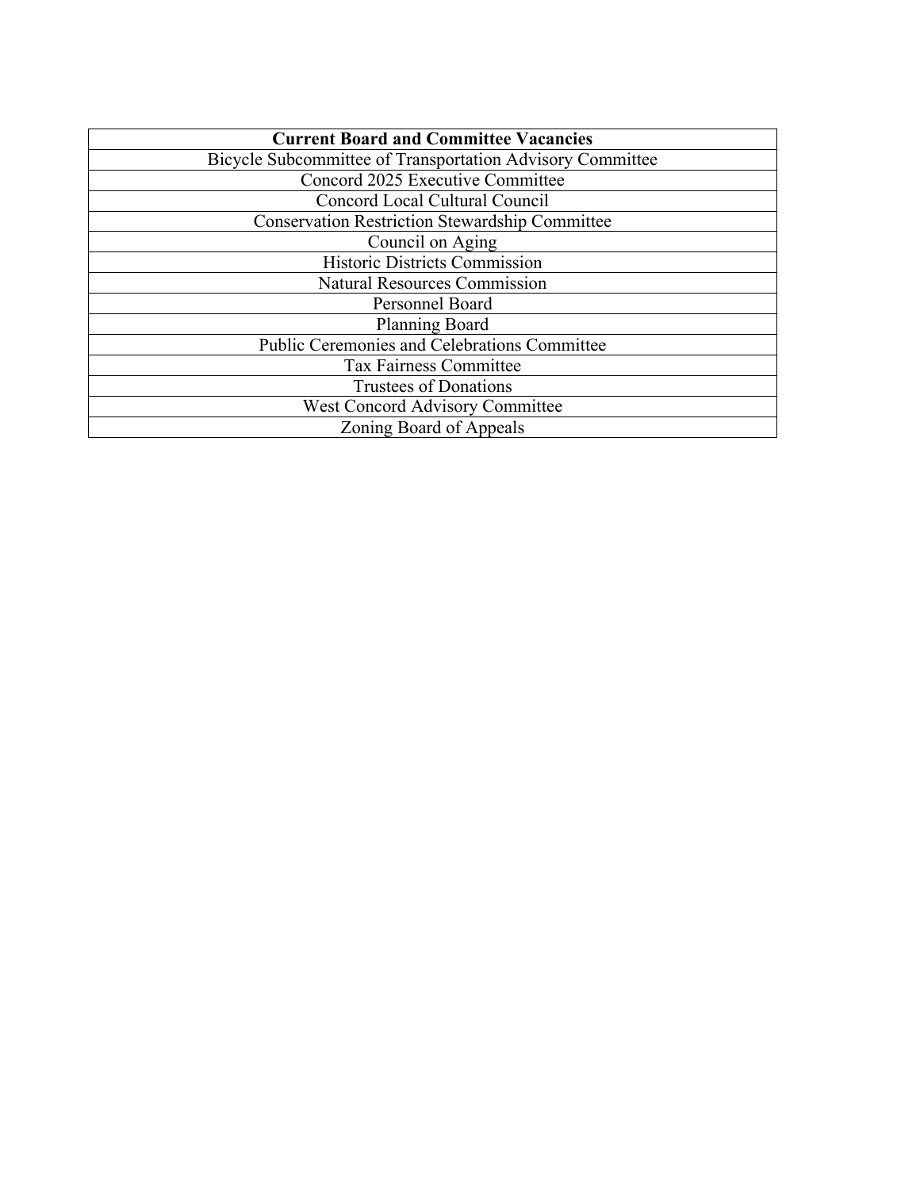| Current Board and Committee Vacancies |
| --- |
| Bicycle Subcommittee of Transportation Advisory Committee |
| Concord 2025 Executive Committee |
| Concord Local Cultural Council |
| Conservation Restriction Stewardship Committee |
| Council on Aging |
| Historic Districts Commission |
| Natural Resources Commission |
| Personnel Board |
| Planning Board |
| Public Ceremonies and Celebrations Committee |
| Tax Fairness Committee |
| Trustees of Donations |
| West Concord Advisory Committee |
| Zoning Board of Appeals |